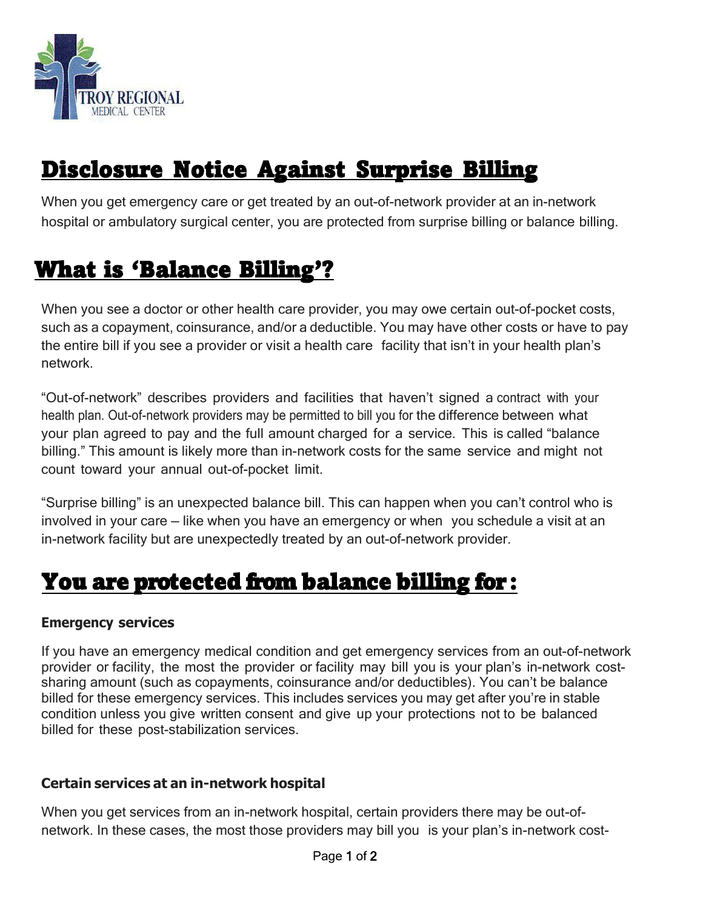TROY REGIONAL
MEDICAL CENTER

# Disclosure Notice Against Surprise Billing

When you get emergency care or get treated by an out-of-network provider at an in-network hospital or ambulatory surgical center, you are protected from surprise billing or balance billing.

# What is 'Balance Billing'?

When you see a doctor or other health care provider, you may owe certain out-of-pocket costs, such as a copayment, coinsurance, and/or a deductible. You may have other costs or have to pay the entire bill if you see a provider or visit a health care facility that isn't in your health plan's network.

"Out-of-network" describes providers and facilities that haven't signed a contract with your health plan. Out-of-network providers may be permitted to bill you for the difference between what your plan agreed to pay and the full amount charged for a service. This is called "balance billing." This amount is likely more than in-network costs for the same service and might not count toward your annual out-of-pocket limit.

"Surprise billing" is an unexpected balance bill. This can happen when you can't control who is involved in your care – like when you have an emergency or when you schedule a visit at an in-network facility but are unexpectedly treated by an out-of-network provider.

# You are protected from balance billing for :

### Emergency services

If you have an emergency medical condition and get emergency services from an out-of-network provider or facility, the most the provider or facility may bill you is your plan's in-network cost-sharing amount (such as copayments, coinsurance and/or deductibles). You can't be balance billed for these emergency services. This includes services you may get after you're in stable condition unless you give written consent and give up your protections not to be balanced billed for these post-stabilization services.

### Certain services at an in-network hospital

When you get services from an in-network hospital, certain providers there may be out-of-network. In these cases, the most those providers may bill you is your plan's in-network cost-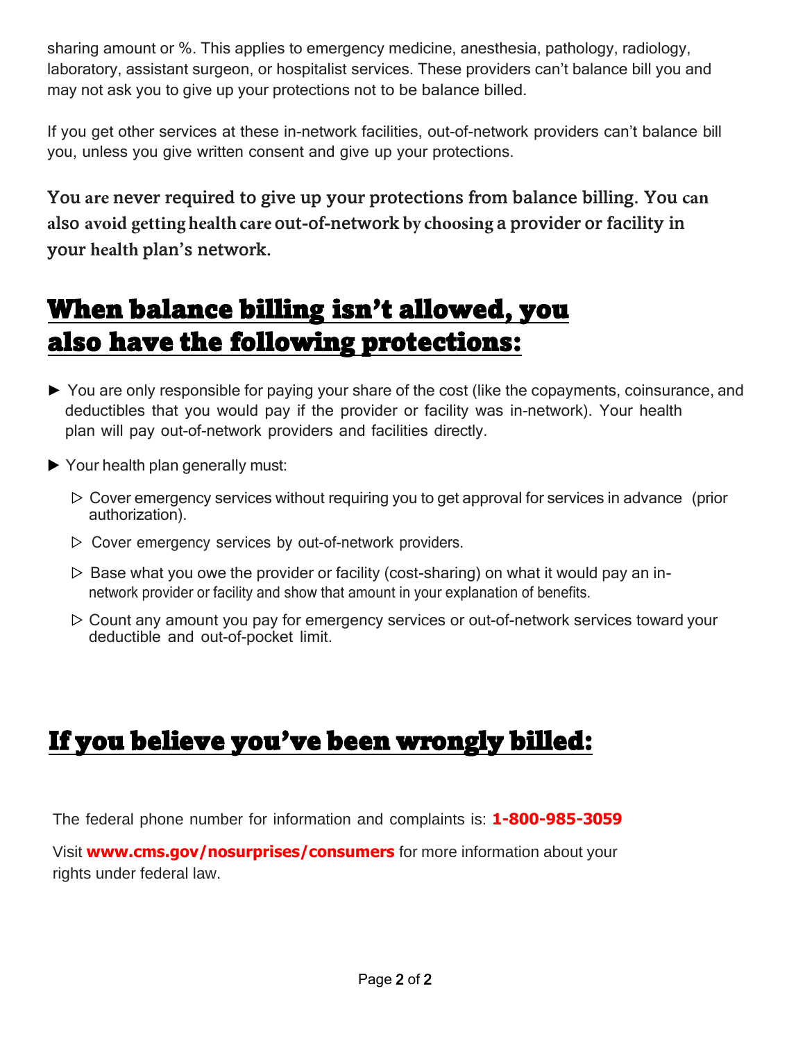sharing amount or %. This applies to emergency medicine, anesthesia, pathology, radiology, laboratory, assistant surgeon, or hospitalist services. These providers can't balance bill you and may not ask you to give up your protections not to be balance billed.

If you get other services at these in-network facilities, out-of-network providers can't balance bill you, unless you give written consent and give up your protections.

**You are never required to give up your protections from balance billing. You can also avoid getting health care out-of-network by choosing a provider or facility in your health plan's network.**

## When balance billing isn't allowed, you also have the following protections:

- ► You are only responsible for paying your share of the cost (like the copayments, coinsurance, and deductibles that you would pay if the provider or facility was in-network). Your health plan will pay out-of-network providers and facilities directly.
- ► Your health plan generally must:
  - ▷ Cover emergency services without requiring you to get approval for services in advance (prior authorization).
  - ▷ Cover emergency services by out-of-network providers.
  - ▷ Base what you owe the provider or facility (cost-sharing) on what it would pay an in-network provider or facility and show that amount in your explanation of benefits.
  - ▷ Count any amount you pay for emergency services or out-of-network services toward your deductible and out-of-pocket limit.

## If you believe you've been wrongly billed:

The federal phone number for information and complaints is: **1-800-985-3059**

Visit **www.cms.gov/nosurprises/consumers** for more information about your rights under federal law.